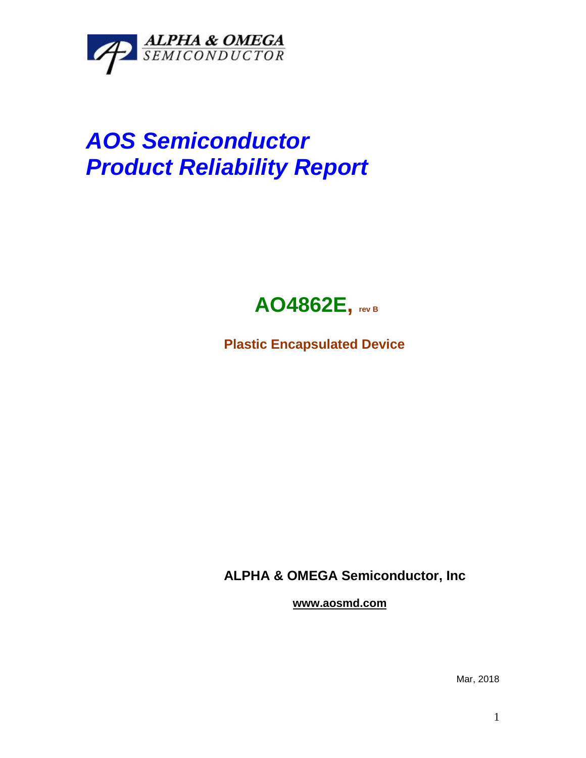ALPHA & OMEGA SEMICONDUCTOR

# *AOS Semiconductor*
# *Product Reliability Report*

## AO4862E, rev B

**Plastic Encapsulated Device**

**ALPHA & OMEGA Semiconductor, Inc**

**www.aosmd.com**

Mar, 2018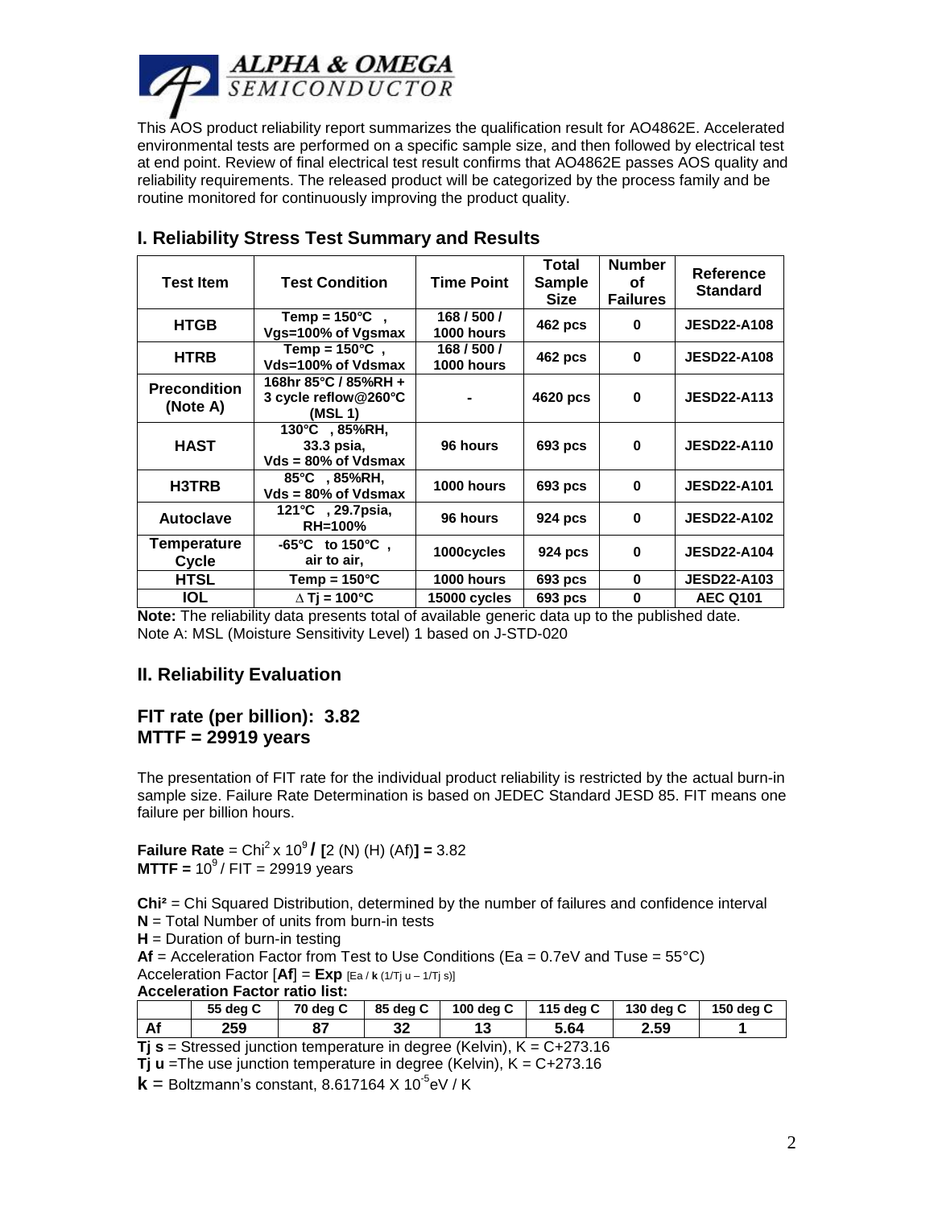This AOS product reliability report summarizes the qualification result for AO4862E. Accelerated environmental tests are performed on a specific sample size, and then followed by electrical test at end point. Review of final electrical test result confirms that AO4862E passes AOS quality and reliability requirements. The released product will be categorized by the process family and be routine monitored for continuously improving the product quality.

## I. Reliability Stress Test Summary and Results

| Test Item | Test Condition | Time Point | Total Sample Size | Number of Failures | Reference Standard |
|---|---|---|---|---|---|
| HTGB | Temp = 150°C , Vgs=100% of Vgsmax | 168 / 500 / 1000 hours | 462 pcs | 0 | JESD22-A108 |
| HTRB | Temp = 150°C , Vds=100% of Vdsmax | 168 / 500 / 1000 hours | 462 pcs | 0 | JESD22-A108 |
| Precondition (Note A) | 168hr 85°C / 85%RH + 3 cycle reflow@260°C (MSL 1) | - | 4620 pcs | 0 | JESD22-A113 |
| HAST | 130°C , 85%RH, 33.3 psia, Vds = 80% of Vdsmax | 96 hours | 693 pcs | 0 | JESD22-A110 |
| H3TRB | 85°C , 85%RH, Vds = 80% of Vdsmax | 1000 hours | 693 pcs | 0 | JESD22-A101 |
| Autoclave | 121°C , 29.7psia, RH=100% | 96 hours | 924 pcs | 0 | JESD22-A102 |
| Temperature Cycle | -65°C to 150°C , air to air, | 1000cycles | 924 pcs | 0 | JESD22-A104 |
| HTSL | Temp = 150°C | 1000 hours | 693 pcs | 0 | JESD22-A103 |
| IOL | $\Delta$ Tj = 100°C | 15000 cycles | 693 pcs | 0 | AEC Q101 |

**Note:** The reliability data presents total of available generic data up to the published date.
Note A: MSL (Moisture Sensitivity Level) 1 based on J-STD-020

## II. Reliability Evaluation

### FIT rate (per billion): 3.82
### MTTF = 29919 years

The presentation of FIT rate for the individual product reliability is restricted by the actual burn-in sample size. Failure Rate Determination is based on JEDEC Standard JESD 85. FIT means one failure per billion hours.

**Failure Rate** = $Chi^2 \times 10^9$ **/ [**2 (N) (H) (Af)**] =** 3.82
**MTTF =** $10^9$ / FIT = 29919 years

**Chi²** = Chi Squared Distribution, determined by the number of failures and confidence interval
**N** = Total Number of units from burn-in tests
**H** = Duration of burn-in testing
**Af** = Acceleration Factor from Test to Use Conditions (Ea = 0.7eV and Tuse = 55°C)
Acceleration Factor [**Af**] = **Exp** [Ea / **k** (1/Tj u – 1/Tj s)]
**Acceleration Factor ratio list:**

| | 55 deg C | 70 deg C | 85 deg C | 100 deg C | 115 deg C | 130 deg C | 150 deg C |
|---|---|---|---|---|---|---|---|
| Af | 259 | 87 | 32 | 13 | 5.64 | 2.59 | 1 |

**Tj s** = Stressed junction temperature in degree (Kelvin), K = C+273.16
**Tj u** =The use junction temperature in degree (Kelvin), K = C+273.16
**k** = Boltzmann's constant, 8.617164 X $10^{-5}$eV / K